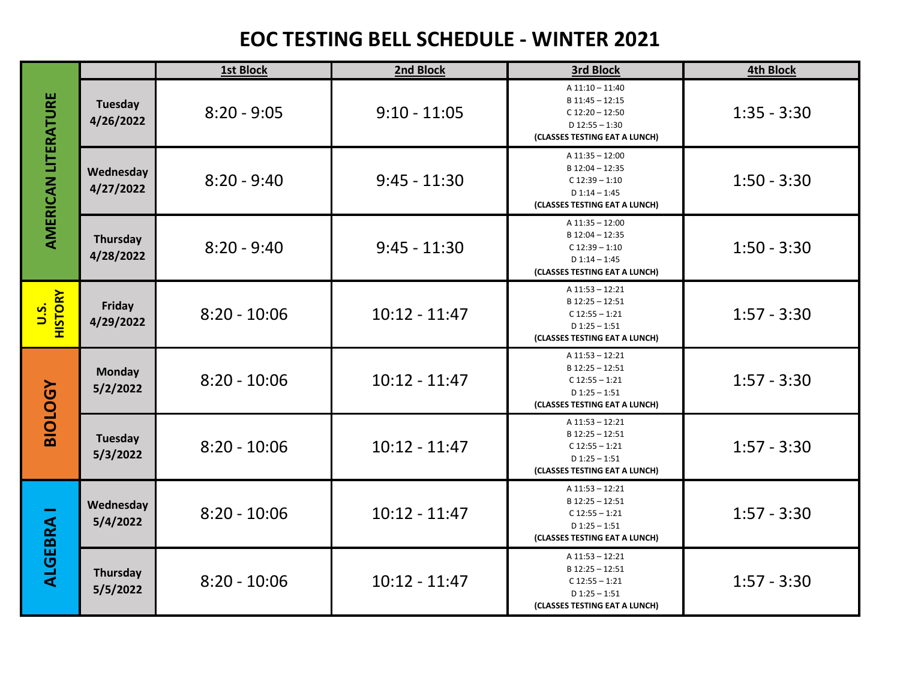# EOC TESTING BELL SCHEDULE - WINTER 2021

| | | 1st Block | 2nd Block | 3rd Block | 4th Block |
|---|---|---|---|---|---|
| AMERICAN LITERATURE | **Tuesday 4/26/2022** | 8:20 - 9:05 | 9:10 - 11:05 | A 11:10 – 11:40<br>B 11:45 – 12:15<br>C 12:20 – 12:50<br>D 12:55 – 1:30<br>**(CLASSES TESTING EAT A LUNCH)** | 1:35 - 3:30 |
| AMERICAN LITERATURE | **Wednesday 4/27/2022** | 8:20 - 9:40 | 9:45 - 11:30 | A 11:35 – 12:00<br>B 12:04 – 12:35<br>C 12:39 – 1:10<br>D 1:14 – 1:45<br>**(CLASSES TESTING EAT A LUNCH)** | 1:50 - 3:30 |
| AMERICAN LITERATURE | **Thursday 4/28/2022** | 8:20 - 9:40 | 9:45 - 11:30 | A 11:35 – 12:00<br>B 12:04 – 12:35<br>C 12:39 – 1:10<br>D 1:14 – 1:45<br>**(CLASSES TESTING EAT A LUNCH)** | 1:50 - 3:30 |
| U.S. HISTORY | **Friday 4/29/2022** | 8:20 - 10:06 | 10:12 - 11:47 | A 11:53 – 12:21<br>B 12:25 – 12:51<br>C 12:55 – 1:21<br>D 1:25 – 1:51<br>**(CLASSES TESTING EAT A LUNCH)** | 1:57 - 3:30 |
| BIOLOGY | **Monday 5/2/2022** | 8:20 - 10:06 | 10:12 - 11:47 | A 11:53 – 12:21<br>B 12:25 – 12:51<br>C 12:55 – 1:21<br>D 1:25 – 1:51<br>**(CLASSES TESTING EAT A LUNCH)** | 1:57 - 3:30 |
| BIOLOGY | **Tuesday 5/3/2022** | 8:20 - 10:06 | 10:12 - 11:47 | A 11:53 – 12:21<br>B 12:25 – 12:51<br>C 12:55 – 1:21<br>D 1:25 – 1:51<br>**(CLASSES TESTING EAT A LUNCH)** | 1:57 - 3:30 |
| ALGEBRA I | **Wednesday 5/4/2022** | 8:20 - 10:06 | 10:12 - 11:47 | A 11:53 – 12:21<br>B 12:25 – 12:51<br>C 12:55 – 1:21<br>D 1:25 – 1:51<br>**(CLASSES TESTING EAT A LUNCH)** | 1:57 - 3:30 |
| ALGEBRA I | **Thursday 5/5/2022** | 8:20 - 10:06 | 10:12 - 11:47 | A 11:53 – 12:21<br>B 12:25 – 12:51<br>C 12:55 – 1:21<br>D 1:25 – 1:51<br>**(CLASSES TESTING EAT A LUNCH)** | 1:57 - 3:30 |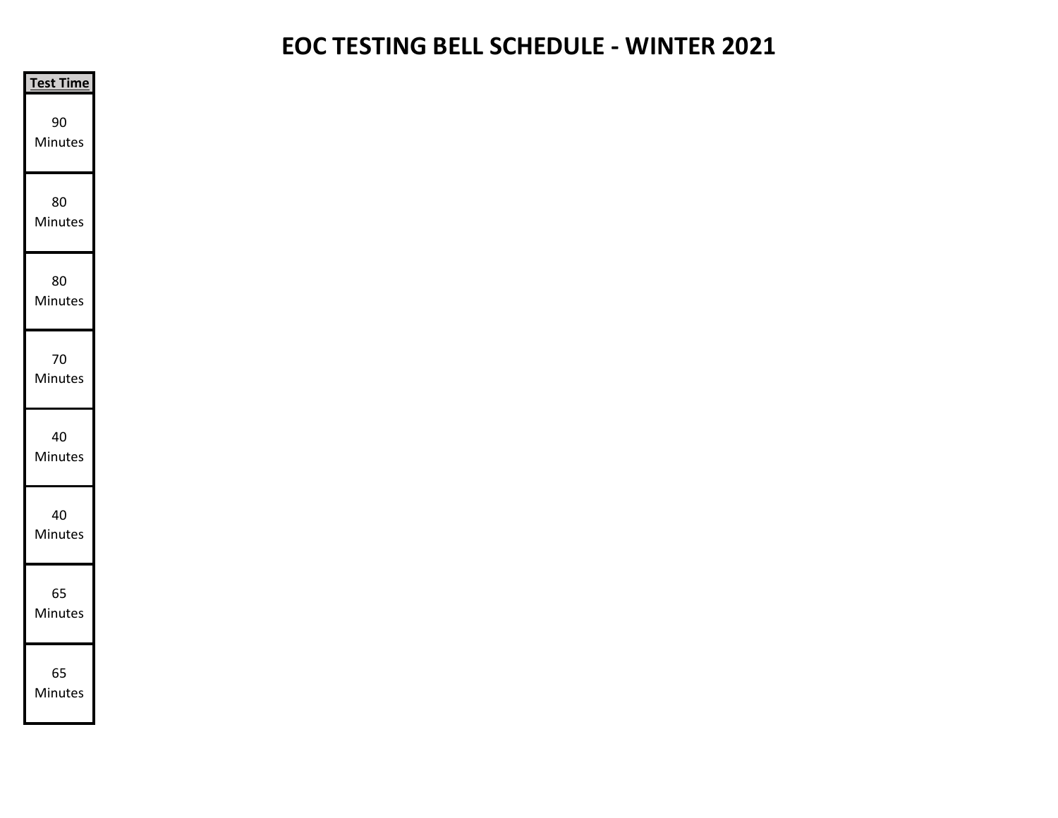# EOC TESTING BELL SCHEDULE - WINTER 2021

| Test Time |
| --- |
| 90 Minutes |
| 80 Minutes |
| 80 Minutes |
| 70 Minutes |
| 40 Minutes |
| 40 Minutes |
| 65 Minutes |
| 65 Minutes |